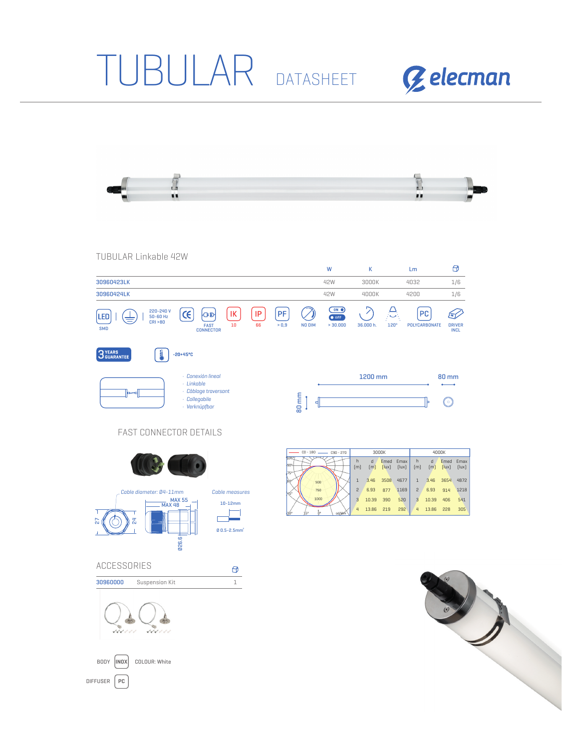# TUBULAR DATASHEET

elecman

## TUBULAR Linkable 42W

| | W | K | Lm | |
|---|---|---|---|---|
| 30960423LK | 42W | 3000K | 4032 | 1/6 |
| 30960424LK | 42W | 4000K | 4200 | 1/6 |

LED SMD | 220-240 V 50-60 Hz CRI >80 | CE | FAST CONNECTOR | IK 10 | IP 66 | PF > 0,9 | NO DIM | ON/OFF > 30.000 | 36.000 h. | 120° | PC POLYCARBONATE | DRIVER INCL

3 YEARS GUARANTEE

-20+45°C

- Conexión lineal
- Linkable
- Câblage traversant
- Collegabile
- Verknüpfbar

1200 mm

80 mm

80 mm

## FAST CONNECTOR DETAILS

Cable diameter: Ø4-11mm

MAX 55

MAX 48

27

24

Ø26.6

Cable measures

10-12mm

Ø 0.5-2.5mm²

C0 - 180 — C90 - 270

| h [m] | d [m] | Emed [lux] 3000K | Emax [lux] 3000K | h [m] | d [m] | Emed [lux] 4000K | Emax [lux] 4000K |
|---|---|---|---|---|---|---|---|
| 1 | 3.46 | 3508 | 4677 | 1 | 3.46 | 3654 | 4872 |
| 2 | 6.93 | 877 | 1169 | 2 | 6.93 | 914 | 1218 |
| 3 | 10.39 | 390 | 520 | 3 | 10.39 | 406 | 541 |
| 4 | 13.86 | 219 | 292 | 4 | 13.86 | 228 | 305 |

## ACCESSORIES

| | | |
|---|---|---|
| 30960000 | Suspension Kit | 1 |

BODY INOX COLOUR: White

DIFFUSER PC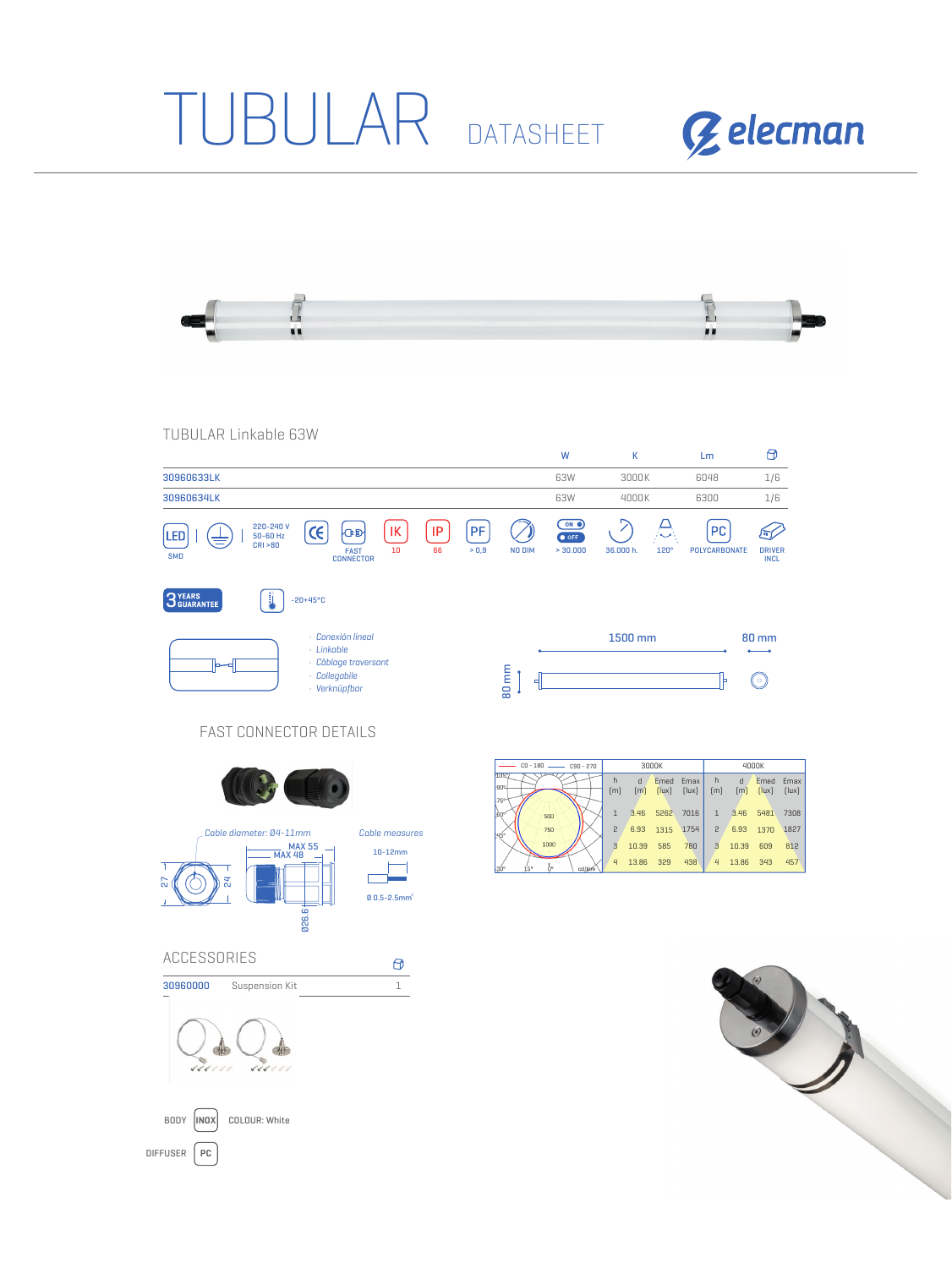# TUBULAR DATASHEET

elecman

## TUBULAR Linkable 63W

| | W | K | Lm | |
|---|---|---|---|---|
| 30960633LK | 63W | 3000K | 6048 | 1/6 |
| 30960634LK | 63W | 4000K | 6300 | 1/6 |

LED SMD | 220-240 V 50-60 Hz CRI >80 | CE | FAST CONNECTOR | IK 10 | IP 66 | PF > 0,9 | NO DIM | ON OFF > 30.000 | 36.000 h. | 120° | PC POLYCARBONATE | DRIVER INCL

3 YEARS GUARANTEE

-20+45°C

- *Conexión lineal*
- *Linkable*
- *Câblage traversant*
- *Collegabile*
- *Verknüpfbar*

1500 mm

80 mm

80 mm

## FAST CONNECTOR DETAILS

*Cable diameter: Ø4-11mm*

MAX 55

MAX 48

27

24

Ø26.6

*Cable measures*

10-12mm

Ø 0.5-2.5mm²

C0 - 180 — C90 - 270

105°, 90°, 75°, 60°, 45°, 30°, 15°, 0°

500, 750, 1000

cd/klm

| 3000K | | | | 4000K | | | |
|---|---|---|---|---|---|---|---|
| h [m] | d [m] | Emed [lux] | Emax [lux] | h [m] | d [m] | Emed [lux] | Emax [lux] |
| 1 | 3.46 | 5262 | 7016 | 1 | 3.46 | 5481 | 7308 |
| 2 | 6.93 | 1315 | 1754 | 2 | 6.93 | 1370 | 1827 |
| 3 | 10.39 | 585 | 780 | 3 | 10.39 | 609 | 812 |
| 4 | 13.86 | 329 | 438 | 4 | 13.86 | 343 | 457 |

## ACCESSORIES

| | | |
|---|---|---|
| 30960000 | Suspension Kit | 1 |

BODY INOX COLOUR: White

DIFFUSER PC